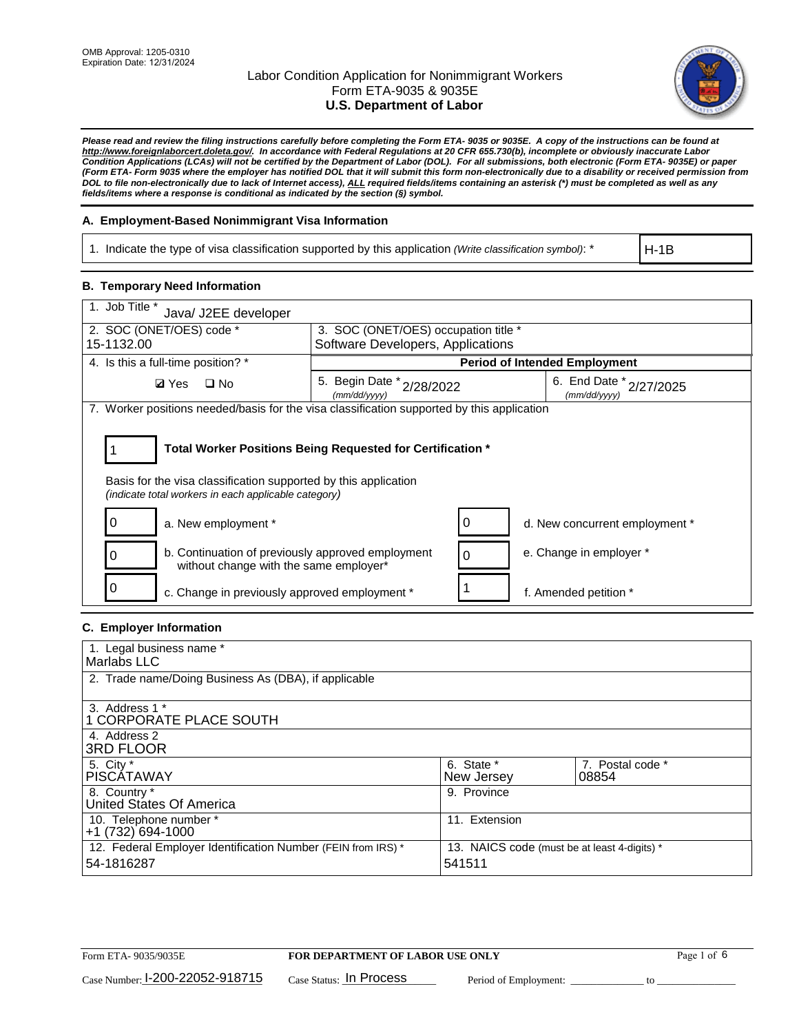OMB Approval: 1205-0310
Expiration Date: 12/31/2024

# Labor Condition Application for Nonimmigrant Workers
## Form ETA-9035 & 9035E
## U.S. Department of Labor

***Please read and review the filing instructions carefully before completing the Form ETA- 9035 or 9035E. A copy of the instructions can be found at http://www.foreignlaborcert.doleta.gov/. In accordance with Federal Regulations at 20 CFR 655.730(b), incomplete or obviously inaccurate Labor Condition Applications (LCAs) will not be certified by the Department of Labor (DOL). For all submissions, both electronic (Form ETA- 9035E) or paper (Form ETA- Form 9035 where the employer has notified DOL that it will submit this form non-electronically due to a disability or received permission from DOL to file non-electronically due to lack of Internet access), ALL required fields/items containing an asterisk (*) must be completed as well as any fields/items where a response is conditional as indicated by the section (§) symbol.***

### A. Employment-Based Nonimmigrant Visa Information

| 1. Indicate the type of visa classification supported by this application *(Write classification symbol)*: * | H-1B |
|---|---|

### B. Temporary Need Information

| 1. Job Title * Java/ J2EE developer | | |
|---|---|---|
| 2. SOC (ONET/OES) code * 15-1132.00 | 3. SOC (ONET/OES) occupation title * Software Developers, Applications | |
| 4. Is this a full-time position? * | Period of Intended Employment | |
| ☑ Yes ☐ No | 5. Begin Date * (mm/dd/yyyy) 2/28/2022 | 6. End Date * (mm/dd/yyyy) 2/27/2025 |

7. Worker positions needed/basis for the visa classification supported by this application

**1 — Total Worker Positions Being Requested for Certification ***

Basis for the visa classification supported by this application
*(indicate total workers in each applicable category)*

| Count | Category | Count | Category |
|---|---|---|---|
| 0 | a. New employment * | 0 | d. New concurrent employment * |
| 0 | b. Continuation of previously approved employment without change with the same employer* | 0 | e. Change in employer * |
| 0 | c. Change in previously approved employment * | 1 | f. Amended petition * |

### C. Employer Information

| 1. Legal business name * Marlabs LLC | | |
|---|---|---|
| 2. Trade name/Doing Business As (DBA), if applicable | | |
| 3. Address 1 * 1 CORPORATE PLACE SOUTH | | |
| 4. Address 2 3RD FLOOR | | |
| 5. City * PISCATAWAY | 6. State * New Jersey | 7. Postal code * 08854 |
| 8. Country * United States Of America | 9. Province | |
| 10. Telephone number * +1 (732) 694-1000 | 11. Extension | |
| 12. Federal Employer Identification Number (FEIN from IRS) * 54-1816287 | 13. NAICS code (must be at least 4-digits) * 541511 | |

Form ETA- 9035/9035E — FOR DEPARTMENT OF LABOR USE ONLY

Case Number: I-200-22052-918715 Case Status: In Process Period of Employment: _____________ to _____________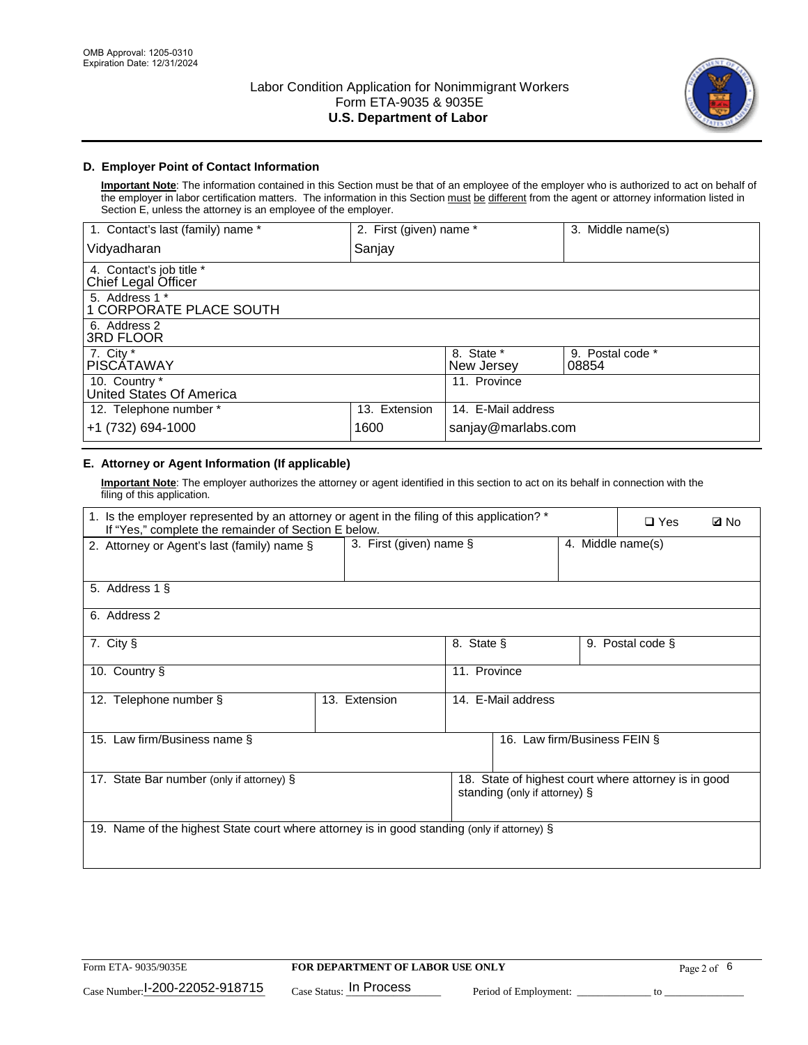OMB Approval: 1205-0310
Expiration Date: 12/31/2024

# Labor Condition Application for Nonimmigrant Workers
## Form ETA-9035 & 9035E
## U.S. Department of Labor

### D. Employer Point of Contact Information

**Important Note**: The information contained in this Section must be that of an employee of the employer who is authorized to act on behalf of the employer in labor certification matters. The information in this Section must be different from the agent or attorney information listed in Section E, unless the attorney is an employee of the employer.

| 1. Contact's last (family) name * | 2. First (given) name * | 3. Middle name(s) |
|---|---|---|
| Vidyadharan | Sanjay | |

| 4. Contact's job title * |
|---|
| Chief Legal Officer |

| 5. Address 1 * |
|---|
| 1 CORPORATE PLACE SOUTH |

| 6. Address 2 |
|---|
| 3RD FLOOR |

| 7. City * | 8. State * | 9. Postal code * |
|---|---|---|
| PISCATAWAY | New Jersey | 08854 |

| 10. Country * | 11. Province |
|---|---|
| United States Of America | |

| 12. Telephone number * | 13. Extension | 14. E-Mail address |
|---|---|---|
| +1 (732) 694-1000 | 1600 | sanjay@marlabs.com |

### E. Attorney or Agent Information (If applicable)

**Important Note**: The employer authorizes the attorney or agent identified in this section to act on its behalf in connection with the filing of this application.

1. Is the employer represented by an attorney or agent in the filing of this application? * If "Yes," complete the remainder of Section E below.
❑ Yes ☑ No

| 2. Attorney or Agent's last (family) name § | 3. First (given) name § | 4. Middle name(s) |
|---|---|---|
| | | |

| 5. Address 1 § |
|---|
| |

| 6. Address 2 |
|---|
| |

| 7. City § | 8. State § | 9. Postal code § |
|---|---|---|
| | | |

| 10. Country § | 11. Province |
|---|---|
| | |

| 12. Telephone number § | 13. Extension | 14. E-Mail address |
|---|---|---|
| | | |

| 15. Law firm/Business name § | 16. Law firm/Business FEIN § |
|---|---|
| | |

| 17. State Bar number (only if attorney) § | 18. State of highest court where attorney is in good standing (only if attorney) § |
|---|---|
| | |

| 19. Name of the highest State court where attorney is in good standing (only if attorney) § |
|---|
| |

Form ETA- 9035/9035E | **FOR DEPARTMENT OF LABOR USE ONLY**

Case Number: I-200-22052-918715 | Case Status: In Process | Period of Employment: _____________ to _____________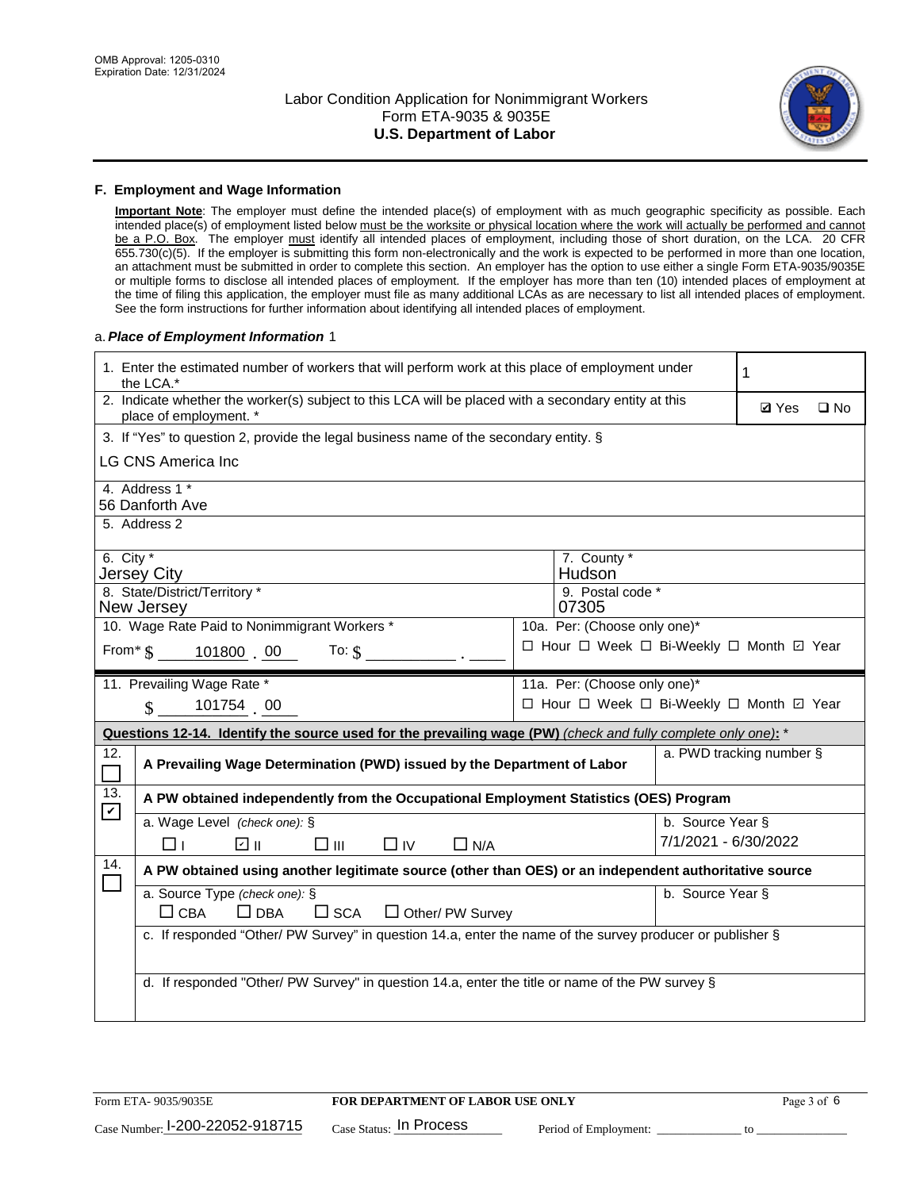OMB Approval: 1205-0310
Expiration Date: 12/31/2024

# Labor Condition Application for Nonimmigrant Workers
## Form ETA-9035 & 9035E
## U.S. Department of Labor

### F. Employment and Wage Information

**Important Note**: The employer must define the intended place(s) of employment with as much geographic specificity as possible. Each intended place(s) of employment listed below must be the worksite or physical location where the work will actually be performed and cannot be a P.O. Box. The employer must identify all intended places of employment, including those of short duration, on the LCA. 20 CFR 655.730(c)(5). If the employer is submitting this form non-electronically and the work is expected to be performed in more than one location, an attachment must be submitted in order to complete this section. An employer has the option to use either a single Form ETA-9035/9035E or multiple forms to disclose all intended places of employment. If the employer has more than ten (10) intended places of employment at the time of filing this application, the employer must file as many additional LCAs as are necessary to list all intended places of employment. See the form instructions for further information about identifying all intended places of employment.

a. ***Place of Employment Information*** 1

| | |
|---|---|
| 1. Enter the estimated number of workers that will perform work at this place of employment under the LCA.* | 1 |
| 2. Indicate whether the worker(s) subject to this LCA will be placed with a secondary entity at this place of employment. * | ☑ Yes ☐ No |
| 3. If "Yes" to question 2, provide the legal business name of the secondary entity. § LG CNS America Inc | |
| 4. Address 1 * 56 Danforth Ave | |
| 5. Address 2 | |
| 6. City * Jersey City | 7. County * Hudson |
| 8. State/District/Territory * New Jersey | 9. Postal code * 07305 |
| 10. Wage Rate Paid to Nonimmigrant Workers * From* $ 101800 . 00 To: $ ________ . ____ | 10a. Per: (Choose only one)* ☐ Hour ☐ Week ☐ Bi-Weekly ☐ Month ☑ Year |
| 11. Prevailing Wage Rate * $ 101754 . 00 | 11a. Per: (Choose only one)* ☐ Hour ☐ Week ☐ Bi-Weekly ☐ Month ☑ Year |

**Questions 12-14. Identify the source used for the prevailing wage (PW)** *(check and fully complete only one)*: *

| | | |
|---|---|---|
| 12. ☐ | **A Prevailing Wage Determination (PWD) issued by the Department of Labor** | a. PWD tracking number § |
| 13. ☑ | **A PW obtained independently from the Occupational Employment Statistics (OES) Program** | |
| | a. Wage Level *(check one)*: § ☐ I ☑ II ☐ III ☐ IV ☐ N/A | b. Source Year § 7/1/2021 - 6/30/2022 |
| 14. ☐ | **A PW obtained using another legitimate source (other than OES) or an independent authoritative source** | |
| | a. Source Type *(check one)*: § ☐ CBA ☐ DBA ☐ SCA ☐ Other/ PW Survey | b. Source Year § |
| | c. If responded "Other/ PW Survey" in question 14.a, enter the name of the survey producer or publisher § | |
| | d. If responded "Other/ PW Survey" in question 14.a, enter the title or name of the PW survey § | |

Form ETA- 9035/9035E | **FOR DEPARTMENT OF LABOR USE ONLY**

Case Number: I-200-22052-918715 Case Status: In Process Period of Employment: ____________ to ______________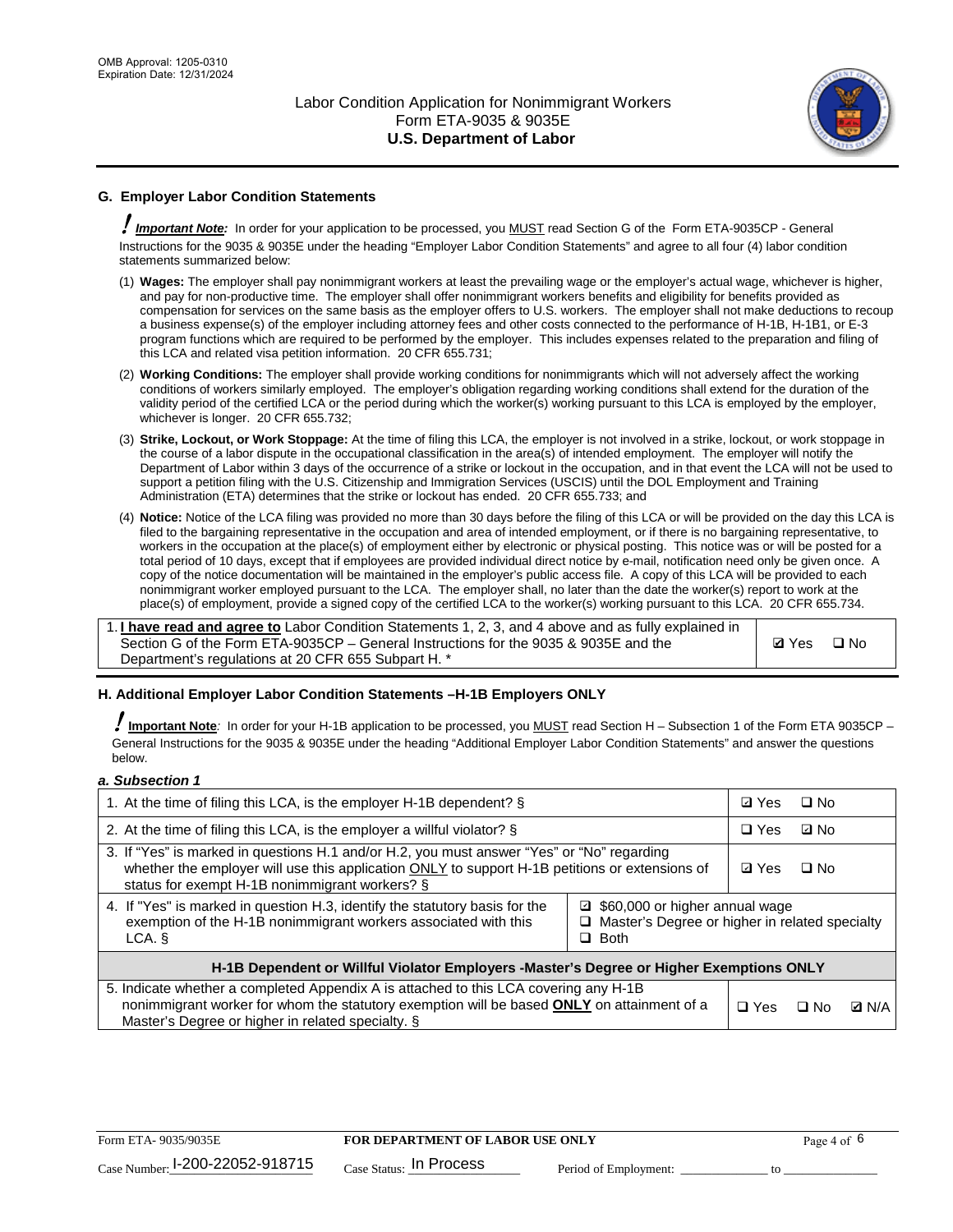## G. Employer Labor Condition Statements

! ***Important Note:*** In order for your application to be processed, you MUST read Section G of the Form ETA-9035CP - General Instructions for the 9035 & 9035E under the heading "Employer Labor Condition Statements" and agree to all four (4) labor condition statements summarized below:

(1) **Wages:** The employer shall pay nonimmigrant workers at least the prevailing wage or the employer's actual wage, whichever is higher, and pay for non-productive time. The employer shall offer nonimmigrant workers benefits and eligibility for benefits provided as compensation for services on the same basis as the employer offers to U.S. workers. The employer shall not make deductions to recoup a business expense(s) of the employer including attorney fees and other costs connected to the performance of H-1B, H-1B1, or E-3 program functions which are required to be performed by the employer. This includes expenses related to the preparation and filing of this LCA and related visa petition information. 20 CFR 655.731;

(2) **Working Conditions:** The employer shall provide working conditions for nonimmigrants which will not adversely affect the working conditions of workers similarly employed. The employer's obligation regarding working conditions shall extend for the duration of the validity period of the certified LCA or the period during which the worker(s) working pursuant to this LCA is employed by the employer, whichever is longer. 20 CFR 655.732;

(3) **Strike, Lockout, or Work Stoppage:** At the time of filing this LCA, the employer is not involved in a strike, lockout, or work stoppage in the course of a labor dispute in the occupational classification in the area(s) of intended employment. The employer will notify the Department of Labor within 3 days of the occurrence of a strike or lockout in the occupation, and in that event the LCA will not be used to support a petition filing with the U.S. Citizenship and Immigration Services (USCIS) until the DOL Employment and Training Administration (ETA) determines that the strike or lockout has ended. 20 CFR 655.733; and

(4) **Notice:** Notice of the LCA filing was provided no more than 30 days before the filing of this LCA or will be provided on the day this LCA is filed to the bargaining representative in the occupation and area of intended employment, or if there is no bargaining representative, to workers in the occupation at the place(s) of employment either by electronic or physical posting. This notice was or will be posted for a total period of 10 days, except that if employees are provided individual direct notice by e-mail, notification need only be given once. A copy of the notice documentation will be maintained in the employer's public access file. A copy of this LCA will be provided to each nonimmigrant worker employed pursuant to the LCA. The employer shall, no later than the date the worker(s) report to work at the place(s) of employment, provide a signed copy of the certified LCA to the worker(s) working pursuant to this LCA. 20 CFR 655.734.

| | |
|---|---|
| 1. **I have read and agree to** Labor Condition Statements 1, 2, 3, and 4 above and as fully explained in Section G of the Form ETA-9035CP – General Instructions for the 9035 & 9035E and the Department's regulations at 20 CFR 655 Subpart H. * | ☑ Yes ☐ No |

## H. Additional Employer Labor Condition Statements –H-1B Employers ONLY

! **Important Note**: In order for your H-1B application to be processed, you MUST read Section H – Subsection 1 of the Form ETA 9035CP – General Instructions for the 9035 & 9035E under the heading "Additional Employer Labor Condition Statements" and answer the questions below.

*a. Subsection 1*

| | | |
|---|---|---|
| 1. At the time of filing this LCA, is the employer H-1B dependent? § | | ☑ Yes ☐ No |
| 2. At the time of filing this LCA, is the employer a willful violator? § | | ☐ Yes ☑ No |
| 3. If "Yes" is marked in questions H.1 and/or H.2, you must answer "Yes" or "No" regarding whether the employer will use this application ONLY to support H-1B petitions or extensions of status for exempt H-1B nonimmigrant workers? § | | ☑ Yes ☐ No |
| 4. If "Yes" is marked in question H.3, identify the statutory basis for the exemption of the H-1B nonimmigrant workers associated with this LCA. § | ☑ $60,000 or higher annual wage<br>☐ Master's Degree or higher in related specialty<br>☐ Both | |
| **H-1B Dependent or Willful Violator Employers -Master's Degree or Higher Exemptions ONLY** | | |
| 5. Indicate whether a completed Appendix A is attached to this LCA covering any H-1B nonimmigrant worker for whom the statutory exemption will be based **ONLY** on attainment of a Master's Degree or higher in related specialty. § | | ☐ Yes ☐ No ☑ N/A |

Form ETA- 9035/9035E **FOR DEPARTMENT OF LABOR USE ONLY**

Case Number: I-200-22052-918715 Case Status: In Process Period of Employment: _____________ to _____________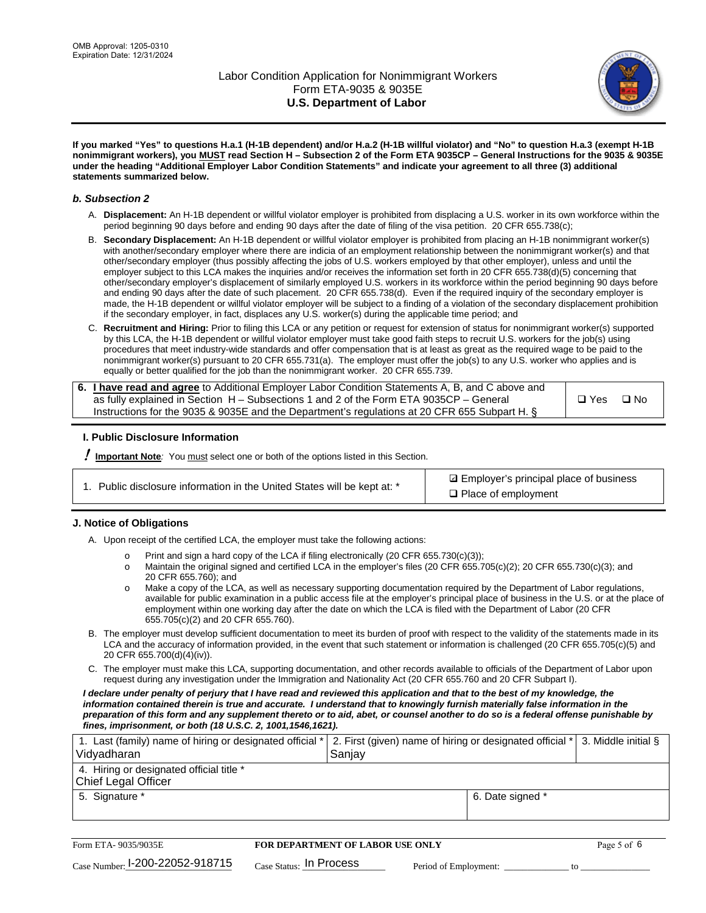If you marked "Yes" to questions H.a.1 (H-1B dependent) and/or H.a.2 (H-1B willful violator) and "No" to question H.a.3 (exempt H-1B nonimmigrant workers), you MUST read Section H – Subsection 2 of the Form ETA 9035CP – General Instructions for the 9035 & 9035E under the heading "Additional Employer Labor Condition Statements" and indicate your agreement to all three (3) additional statements summarized below.**

### *b. Subsection 2*

A. **Displacement:** An H-1B dependent or willful violator employer is prohibited from displacing a U.S. worker in its own workforce within the period beginning 90 days before and ending 90 days after the date of filing of the visa petition. 20 CFR 655.738(c);

B. **Secondary Displacement:** An H-1B dependent or willful violator employer is prohibited from placing an H-1B nonimmigrant worker(s) with another/secondary employer where there are indicia of an employment relationship between the nonimmigrant worker(s) and that other/secondary employer (thus possibly affecting the jobs of U.S. workers employed by that other employer), unless and until the employer subject to this LCA makes the inquiries and/or receives the information set forth in 20 CFR 655.738(d)(5) concerning that other/secondary employer's displacement of similarly employed U.S. workers in its workforce within the period beginning 90 days before and ending 90 days after the date of such placement. 20 CFR 655.738(d). Even if the required inquiry of the secondary employer is made, the H-1B dependent or willful violator employer will be subject to a finding of a violation of the secondary displacement prohibition if the secondary employer, in fact, displaces any U.S. worker(s) during the applicable time period; and

C. **Recruitment and Hiring:** Prior to filing this LCA or any petition or request for extension of status for nonimmigrant worker(s) supported by this LCA, the H-1B dependent or willful violator employer must take good faith steps to recruit U.S. workers for the job(s) using procedures that meet industry-wide standards and offer compensation that is at least as great as the required wage to be paid to the nonimmigrant worker(s) pursuant to 20 CFR 655.731(a). The employer must offer the job(s) to any U.S. worker who applies and is equally or better qualified for the job than the nonimmigrant worker. 20 CFR 655.739.

| 6. **I have read and agree** to Additional Employer Labor Condition Statements A, B, and C above and as fully explained in Section H – Subsections 1 and 2 of the Form ETA 9035CP – General Instructions for the 9035 & 9035E and the Department's regulations at 20 CFR 655 Subpart H. § | ❑ Yes ❑ No |
|---|---|

## I. Public Disclosure Information

**! Important Note:** You must select one or both of the options listed in this Section.

| 1. Public disclosure information in the United States will be kept at: * | ☑ Employer's principal place of business<br>❑ Place of employment |
|---|---|

## J. Notice of Obligations

A. Upon receipt of the certified LCA, the employer must take the following actions:

- Print and sign a hard copy of the LCA if filing electronically (20 CFR 655.730(c)(3));
- Maintain the original signed and certified LCA in the employer's files (20 CFR 655.705(c)(2); 20 CFR 655.730(c)(3); and 20 CFR 655.760); and
- Make a copy of the LCA, as well as necessary supporting documentation required by the Department of Labor regulations, available for public examination in a public access file at the employer's principal place of business in the U.S. or at the place of employment within one working day after the date on which the LCA is filed with the Department of Labor (20 CFR 655.705(c)(2) and 20 CFR 655.760).

B. The employer must develop sufficient documentation to meet its burden of proof with respect to the validity of the statements made in its LCA and the accuracy of information provided, in the event that such statement or information is challenged (20 CFR 655.705(c)(5) and 20 CFR 655.700(d)(4)(iv)).

C. The employer must make this LCA, supporting documentation, and other records available to officials of the Department of Labor upon request during any investigation under the Immigration and Nationality Act (20 CFR 655.760 and 20 CFR Subpart I).

***I declare under penalty of perjury that I have read and reviewed this application and that to the best of my knowledge, the information contained therein is true and accurate. I understand that to knowingly furnish materially false information in the preparation of this form and any supplement thereto or to aid, abet, or counsel another to do so is a federal offense punishable by fines, imprisonment, or both (18 U.S.C. 2, 1001,1546,1621).***

| 1. Last (family) name of hiring or designated official *<br>Vidyadharan | 2. First (given) name of hiring or designated official *<br>Sanjay | 3. Middle initial § |
|---|---|---|
| 4. Hiring or designated official title *<br>Chief Legal Officer | | |
| 5. Signature * | 6. Date signed * | |

Form ETA- 9035/9035E | **FOR DEPARTMENT OF LABOR USE ONLY**

Case Number: I-200-22052-918715 Case Status: In Process Period of Employment: _____________ to _____________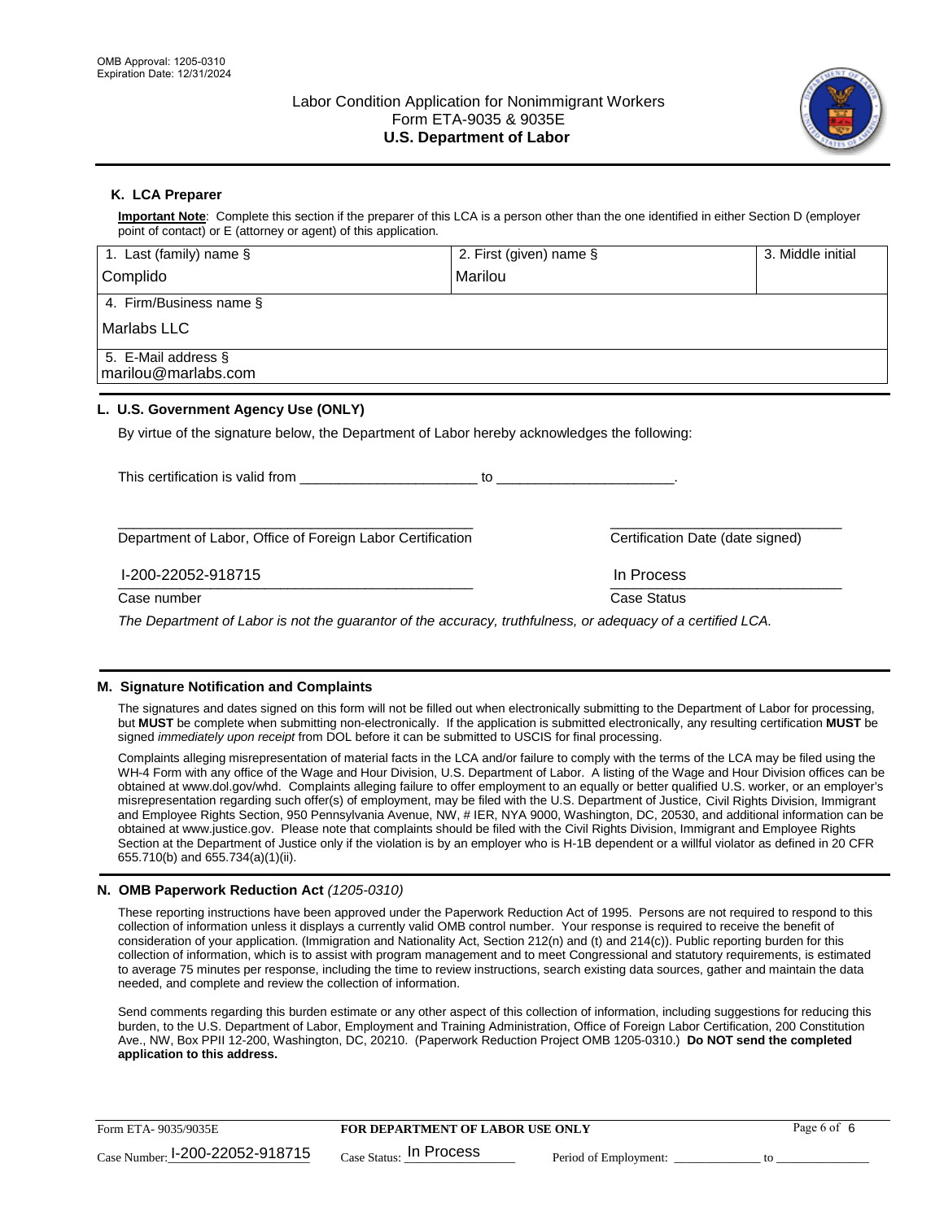OMB Approval: 1205-0310
Expiration Date: 12/31/2024

# Labor Condition Application for Nonimmigrant Workers
## Form ETA-9035 & 9035E
## U.S. Department of Labor

### K. LCA Preparer

**Important Note**: Complete this section if the preparer of this LCA is a person other than the one identified in either Section D (employer point of contact) or E (attorney or agent) of this application.

| 1. Last (family) name § | 2. First (given) name § | 3. Middle initial |
|---|---|---|
| Complido | Marilou | |
| 4. Firm/Business name § | | |
| Marlabs LLC | | |
| 5. E-Mail address § | | |
| marilou@marlabs.com | | |

### L. U.S. Government Agency Use (ONLY)

By virtue of the signature below, the Department of Labor hereby acknowledges the following:

This certification is valid from _______________________ to _______________________.

_______________________________________________ ______________________________
Department of Labor, Office of Foreign Labor Certification    Certification Date (date signed)

I-200-22052-918715    In Process
Case number    Case Status

*The Department of Labor is not the guarantor of the accuracy, truthfulness, or adequacy of a certified LCA.*

### M. Signature Notification and Complaints

The signatures and dates signed on this form will not be filled out when electronically submitting to the Department of Labor for processing, but **MUST** be complete when submitting non-electronically. If the application is submitted electronically, any resulting certification **MUST** be signed *immediately upon receipt* from DOL before it can be submitted to USCIS for final processing.

Complaints alleging misrepresentation of material facts in the LCA and/or failure to comply with the terms of the LCA may be filed using the WH-4 Form with any office of the Wage and Hour Division, U.S. Department of Labor. A listing of the Wage and Hour Division offices can be obtained at www.dol.gov/whd. Complaints alleging failure to offer employment to an equally or better qualified U.S. worker, or an employer's misrepresentation regarding such offer(s) of employment, may be filed with the U.S. Department of Justice, Civil Rights Division, Immigrant and Employee Rights Section, 950 Pennsylvania Avenue, NW, # IER, NYA 9000, Washington, DC, 20530, and additional information can be obtained at www.justice.gov. Please note that complaints should be filed with the Civil Rights Division, Immigrant and Employee Rights Section at the Department of Justice only if the violation is by an employer who is H-1B dependent or a willful violator as defined in 20 CFR 655.710(b) and 655.734(a)(1)(ii).

### N. OMB Paperwork Reduction Act *(1205-0310)*

These reporting instructions have been approved under the Paperwork Reduction Act of 1995. Persons are not required to respond to this collection of information unless it displays a currently valid OMB control number. Your response is required to receive the benefit of consideration of your application. (Immigration and Nationality Act, Section 212(n) and (t) and 214(c)). Public reporting burden for this collection of information, which is to assist with program management and to meet Congressional and statutory requirements, is estimated to average 75 minutes per response, including the time to review instructions, search existing data sources, gather and maintain the data needed, and complete and review the collection of information.

Send comments regarding this burden estimate or any other aspect of this collection of information, including suggestions for reducing this burden, to the U.S. Department of Labor, Employment and Training Administration, Office of Foreign Labor Certification, 200 Constitution Ave., NW, Box PPII 12-200, Washington, DC, 20210. (Paperwork Reduction Project OMB 1205-0310.) **Do NOT send the completed application to this address.**

Form ETA- 9035/9035E    **FOR DEPARTMENT OF LABOR USE ONLY**

Case Number: I-200-22052-918715    Case Status: In Process    Period of Employment: _____________ to _____________